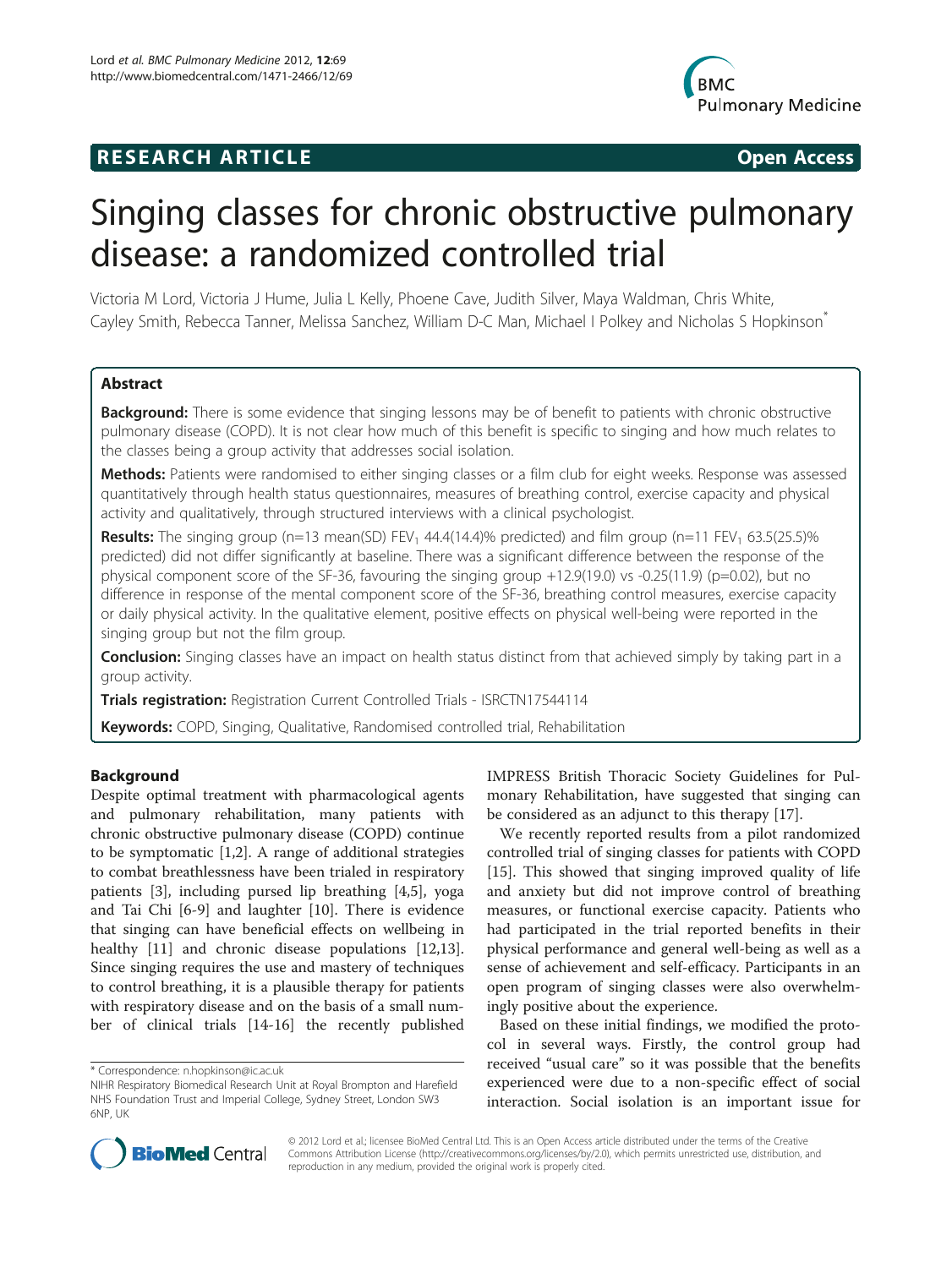**RESEARCH ARTICLE** **Open Access**

# Singing classes for chronic obstructive pulmonary disease: a randomized controlled trial

Victoria M Lord, Victoria J Hume, Julia L Kelly, Phoene Cave, Judith Silver, Maya Waldman, Chris White, Cayley Smith, Rebecca Tanner, Melissa Sanchez, William D-C Man, Michael I Polkey and Nicholas S Hopkinson*

## Abstract

**Background:** There is some evidence that singing lessons may be of benefit to patients with chronic obstructive pulmonary disease (COPD). It is not clear how much of this benefit is specific to singing and how much relates to the classes being a group activity that addresses social isolation.

**Methods:** Patients were randomised to either singing classes or a film club for eight weeks. Response was assessed quantitatively through health status questionnaires, measures of breathing control, exercise capacity and physical activity and qualitatively, through structured interviews with a clinical psychologist.

**Results:** The singing group (n=13 mean(SD) $FEV_1$ 44.4(14.4)% predicted) and film group (n=11 $FEV_1$ 63.5(25.5)% predicted) did not differ significantly at baseline. There was a significant difference between the response of the physical component score of the SF-36, favouring the singing group +12.9(19.0) vs -0.25(11.9) (p=0.02), but no difference in response of the mental component score of the SF-36, breathing control measures, exercise capacity or daily physical activity. In the qualitative element, positive effects on physical well-being were reported in the singing group but not the film group.

**Conclusion:** Singing classes have an impact on health status distinct from that achieved simply by taking part in a group activity.

**Trials registration:** Registration Current Controlled Trials - ISRCTN17544114

**Keywords:** COPD, Singing, Qualitative, Randomised controlled trial, Rehabilitation

## Background

Despite optimal treatment with pharmacological agents and pulmonary rehabilitation, many patients with chronic obstructive pulmonary disease (COPD) continue to be symptomatic [1,2]. A range of additional strategies to combat breathlessness have been trialed in respiratory patients [3], including pursed lip breathing [4,5], yoga and Tai Chi [6-9] and laughter [10]. There is evidence that singing can have beneficial effects on wellbeing in healthy [11] and chronic disease populations [12,13]. Since singing requires the use and mastery of techniques to control breathing, it is a plausible therapy for patients with respiratory disease and on the basis of a small number of clinical trials [14-16] the recently published IMPRESS British Thoracic Society Guidelines for Pulmonary Rehabilitation, have suggested that singing can be considered as an adjunct to this therapy [17].

We recently reported results from a pilot randomized controlled trial of singing classes for patients with COPD [15]. This showed that singing improved quality of life and anxiety but did not improve control of breathing measures, or functional exercise capacity. Patients who had participated in the trial reported benefits in their physical performance and general well-being as well as a sense of achievement and self-efficacy. Participants in an open program of singing classes were also overwhelmingly positive about the experience.

Based on these initial findings, we modified the protocol in several ways. Firstly, the control group had received "usual care" so it was possible that the benefits experienced were due to a non-specific effect of social interaction. Social isolation is an important issue for

\* Correspondence: n.hopkinson@ic.ac.uk
NIHR Respiratory Biomedical Research Unit at Royal Brompton and Harefield NHS Foundation Trust and Imperial College, Sydney Street, London SW3 6NP, UK

© 2012 Lord et al.; licensee BioMed Central Ltd. This is an Open Access article distributed under the terms of the Creative Commons Attribution License (http://creativecommons.org/licenses/by/2.0), which permits unrestricted use, distribution, and reproduction in any medium, provided the original work is properly cited.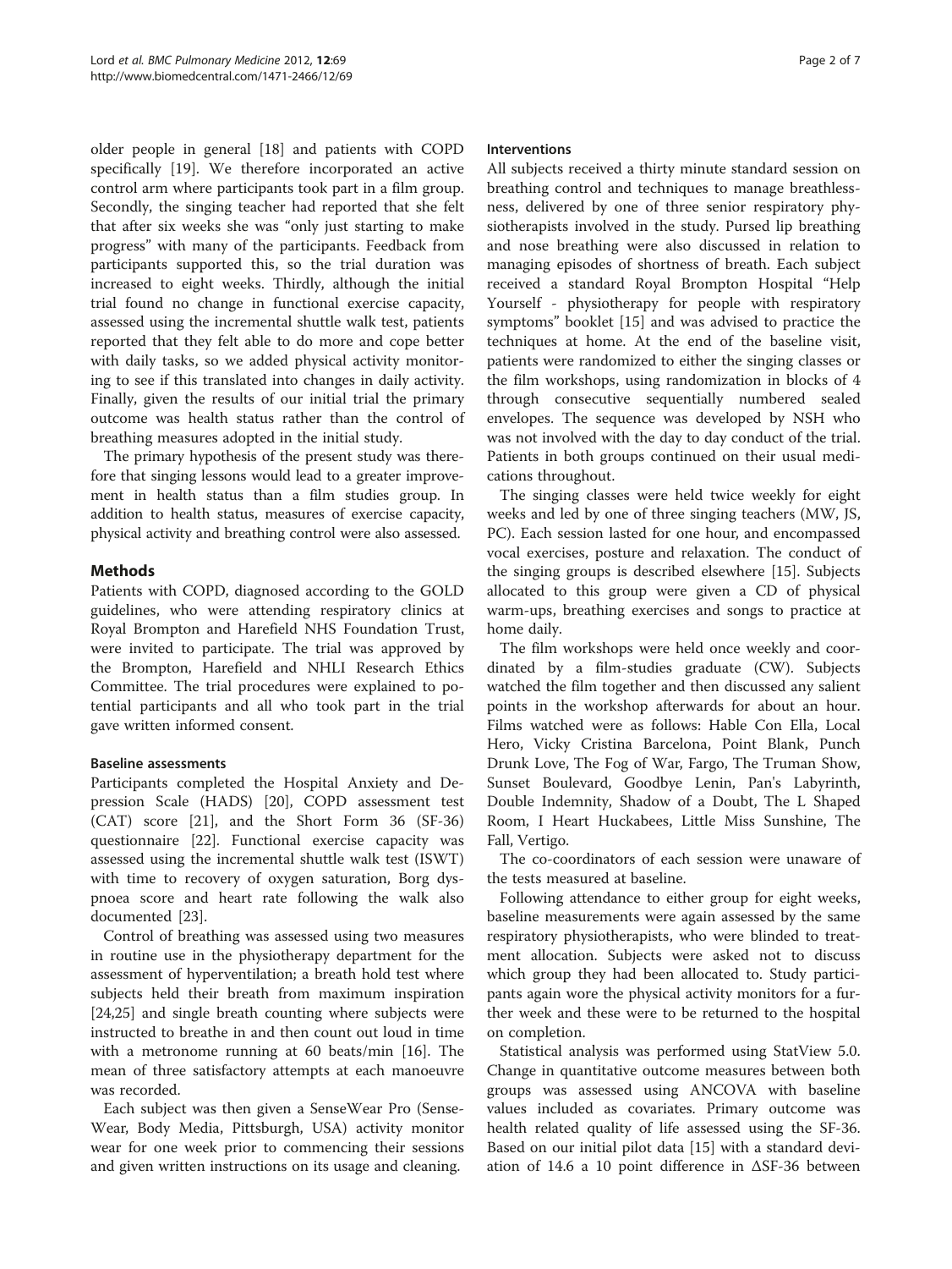older people in general [18] and patients with COPD specifically [19]. We therefore incorporated an active control arm where participants took part in a film group. Secondly, the singing teacher had reported that she felt that after six weeks she was "only just starting to make progress" with many of the participants. Feedback from participants supported this, so the trial duration was increased to eight weeks. Thirdly, although the initial trial found no change in functional exercise capacity, assessed using the incremental shuttle walk test, patients reported that they felt able to do more and cope better with daily tasks, so we added physical activity monitoring to see if this translated into changes in daily activity. Finally, given the results of our initial trial the primary outcome was health status rather than the control of breathing measures adopted in the initial study.

The primary hypothesis of the present study was therefore that singing lessons would lead to a greater improvement in health status than a film studies group. In addition to health status, measures of exercise capacity, physical activity and breathing control were also assessed.

## Methods

Patients with COPD, diagnosed according to the GOLD guidelines, who were attending respiratory clinics at Royal Brompton and Harefield NHS Foundation Trust, were invited to participate. The trial was approved by the Brompton, Harefield and NHLI Research Ethics Committee. The trial procedures were explained to potential participants and all who took part in the trial gave written informed consent.

### Baseline assessments

Participants completed the Hospital Anxiety and Depression Scale (HADS) [20], COPD assessment test (CAT) score [21], and the Short Form 36 (SF-36) questionnaire [22]. Functional exercise capacity was assessed using the incremental shuttle walk test (ISWT) with time to recovery of oxygen saturation, Borg dyspnoea score and heart rate following the walk also documented [23].

Control of breathing was assessed using two measures in routine use in the physiotherapy department for the assessment of hyperventilation; a breath hold test where subjects held their breath from maximum inspiration [24,25] and single breath counting where subjects were instructed to breathe in and then count out loud in time with a metronome running at 60 beats/min [16]. The mean of three satisfactory attempts at each manoeuvre was recorded.

Each subject was then given a SenseWear Pro (SenseWear, Body Media, Pittsburgh, USA) activity monitor wear for one week prior to commencing their sessions and given written instructions on its usage and cleaning.

### Interventions

All subjects received a thirty minute standard session on breathing control and techniques to manage breathlessness, delivered by one of three senior respiratory physiotherapists involved in the study. Pursed lip breathing and nose breathing were also discussed in relation to managing episodes of shortness of breath. Each subject received a standard Royal Brompton Hospital "Help Yourself - physiotherapy for people with respiratory symptoms" booklet [15] and was advised to practice the techniques at home. At the end of the baseline visit, patients were randomized to either the singing classes or the film workshops, using randomization in blocks of 4 through consecutive sequentially numbered sealed envelopes. The sequence was developed by NSH who was not involved with the day to day conduct of the trial. Patients in both groups continued on their usual medications throughout.

The singing classes were held twice weekly for eight weeks and led by one of three singing teachers (MW, JS, PC). Each session lasted for one hour, and encompassed vocal exercises, posture and relaxation. The conduct of the singing groups is described elsewhere [15]. Subjects allocated to this group were given a CD of physical warm-ups, breathing exercises and songs to practice at home daily.

The film workshops were held once weekly and coordinated by a film-studies graduate (CW). Subjects watched the film together and then discussed any salient points in the workshop afterwards for about an hour. Films watched were as follows: Hable Con Ella, Local Hero, Vicky Cristina Barcelona, Point Blank, Punch Drunk Love, The Fog of War, Fargo, The Truman Show, Sunset Boulevard, Goodbye Lenin, Pan's Labyrinth, Double Indemnity, Shadow of a Doubt, The L Shaped Room, I Heart Huckabees, Little Miss Sunshine, The Fall, Vertigo.

The co-coordinators of each session were unaware of the tests measured at baseline.

Following attendance to either group for eight weeks, baseline measurements were again assessed by the same respiratory physiotherapists, who were blinded to treatment allocation. Subjects were asked not to discuss which group they had been allocated to. Study participants again wore the physical activity monitors for a further week and these were to be returned to the hospital on completion.

Statistical analysis was performed using StatView 5.0. Change in quantitative outcome measures between both groups was assessed using ANCOVA with baseline values included as covariates. Primary outcome was health related quality of life assessed using the SF-36. Based on our initial pilot data [15] with a standard deviation of 14.6 a 10 point difference in ΔSF-36 between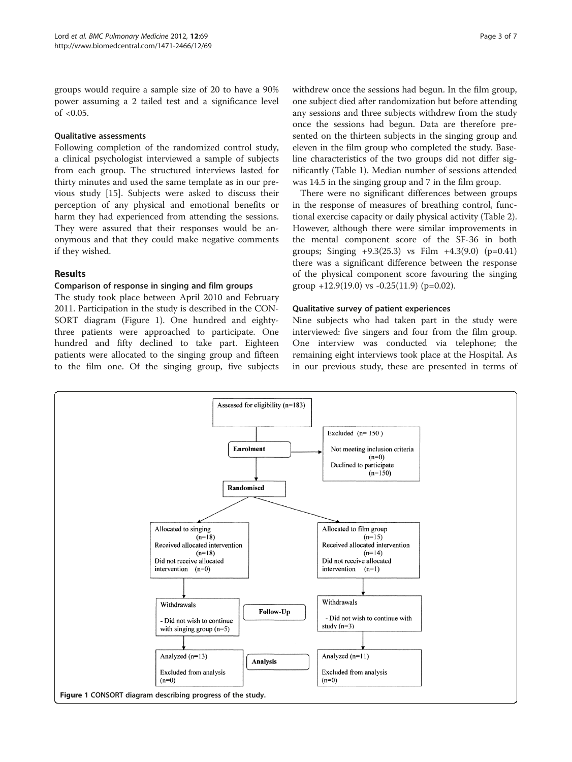groups would require a sample size of 20 to have a 90% power assuming a 2 tailed test and a significance level of <0.05.

### Qualitative assessments

Following completion of the randomized control study, a clinical psychologist interviewed a sample of subjects from each group. The structured interviews lasted for thirty minutes and used the same template as in our previous study [15]. Subjects were asked to discuss their perception of any physical and emotional benefits or harm they had experienced from attending the sessions. They were assured that their responses would be anonymous and that they could make negative comments if they wished.

## Results

### Comparison of response in singing and film groups

The study took place between April 2010 and February 2011. Participation in the study is described in the CONSORT diagram (Figure 1). One hundred and eighty-three patients were approached to participate. One hundred and fifty declined to take part. Eighteen patients were allocated to the singing group and fifteen to the film one. Of the singing group, five subjects withdrew once the sessions had begun. In the film group, one subject died after randomization but before attending any sessions and three subjects withdrew from the study once the sessions had begun. Data are therefore presented on the thirteen subjects in the singing group and eleven in the film group who completed the study. Baseline characteristics of the two groups did not differ significantly (Table 1). Median number of sessions attended was 14.5 in the singing group and 7 in the film group.

There were no significant differences between groups in the response of measures of breathing control, functional exercise capacity or daily physical activity (Table 2). However, although there were similar improvements in the mental component score of the SF-36 in both groups; Singing +9.3(25.3) vs Film +4.3(9.0) (p=0.41) there was a significant difference between the response of the physical component score favouring the singing group +12.9(19.0) vs -0.25(11.9) (p=0.02).

### Qualitative survey of patient experiences

Nine subjects who had taken part in the study were interviewed: five singers and four from the film group. One interview was conducted via telephone; the remaining eight interviews took place at the Hospital. As in our previous study, these are presented in terms of

**Enrolment**
- Assessed for eligibility (n=183)
- Excluded (n= 150): Not meeting inclusion criteria (n=0); Declined to participate (n=150)
- Randomised

| | Singing | Film group |
|---|---|---|
| Allocation | Allocated to singing (n=18); Received allocated intervention (n=18); Did not receive allocated intervention (n=0) | Allocated to film group (n=15); Received allocated intervention (n=14); Did not receive allocated intervention (n=1) |
| Follow-Up | Withdrawals - Did not wish to continue with singing group (n=5) | Withdrawals - Did not wish to continue with study (n=3) |
| Analysis | Analyzed (n=13); Excluded from analysis (n=0) | Analyzed (n=11); Excluded from analysis (n=0) |

**Figure 1** CONSORT diagram describing progress of the study.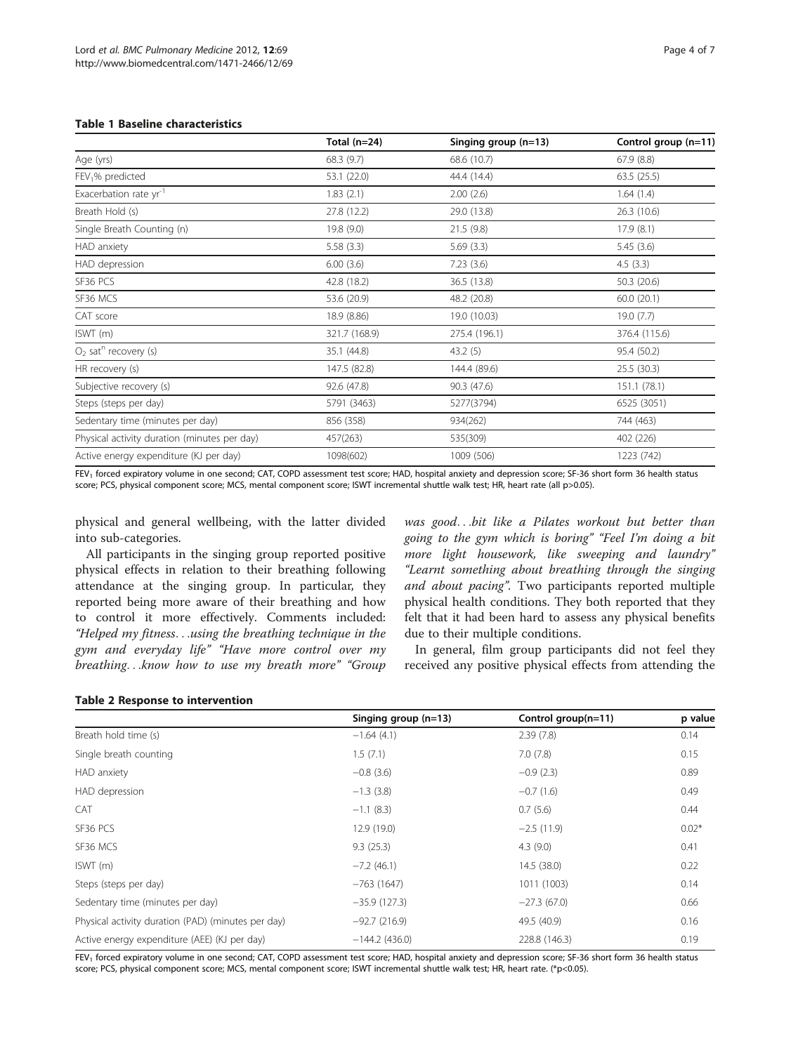**Table 1 Baseline characteristics**

| | Total (n=24) | Singing group (n=13) | Control group (n=11) |
|---|---|---|---|
| Age (yrs) | 68.3 (9.7) | 68.6 (10.7) | 67.9 (8.8) |
| $FEV_1$% predicted | 53.1 (22.0) | 44.4 (14.4) | 63.5 (25.5) |
| Exacerbation rate $yr^{-1}$ | 1.83 (2.1) | 2.00 (2.6) | 1.64 (1.4) |
| Breath Hold (s) | 27.8 (12.2) | 29.0 (13.8) | 26.3 (10.6) |
| Single Breath Counting (n) | 19.8 (9.0) | 21.5 (9.8) | 17.9 (8.1) |
| HAD anxiety | 5.58 (3.3) | 5.69 (3.3) | 5.45 (3.6) |
| HAD depression | 6.00 (3.6) | 7.23 (3.6) | 4.5 (3.3) |
| SF36 PCS | 42.8 (18.2) | 36.5 (13.8) | 50.3 (20.6) |
| SF36 MCS | 53.6 (20.9) | 48.2 (20.8) | 60.0 (20.1) |
| CAT score | 18.9 (8.86) | 19.0 (10.03) | 19.0 (7.7) |
| ISWT (m) | 321.7 (168.9) | 275.4 (196.1) | 376.4 (115.6) |
| $O_2$ sat$^n$ recovery (s) | 35.1 (44.8) | 43.2 (5) | 95.4 (50.2) |
| HR recovery (s) | 147.5 (82.8) | 144.4 (89.6) | 25.5 (30.3) |
| Subjective recovery (s) | 92.6 (47.8) | 90.3 (47.6) | 151.1 (78.1) |
| Steps (steps per day) | 5791 (3463) | 5277(3794) | 6525 (3051) |
| Sedentary time (minutes per day) | 856 (358) | 934(262) | 744 (463) |
| Physical activity duration (minutes per day) | 457(263) | 535(309) | 402 (226) |
| Active energy expenditure (KJ per day) | 1098(602) | 1009 (506) | 1223 (742) |

$FEV_1$ forced expiratory volume in one second; CAT, COPD assessment test score; HAD, hospital anxiety and depression score; SF-36 short form 36 health status score; PCS, physical component score; MCS, mental component score; ISWT incremental shuttle walk test; HR, heart rate (all p>0.05).

physical and general wellbeing, with the latter divided into sub-categories.

All participants in the singing group reported positive physical effects in relation to their breathing following attendance at the singing group. In particular, they reported being more aware of their breathing and how to control it more effectively. Comments included: *"Helped my fitness…using the breathing technique in the gym and everyday life" "Have more control over my breathing…know how to use my breath more" "Group was good…bit like a Pilates workout but better than going to the gym which is boring" "Feel I'm doing a bit more light housework, like sweeping and laundry" "Learnt something about breathing through the singing and about pacing".* Two participants reported multiple physical health conditions. They both reported that they felt that it had been hard to assess any physical benefits due to their multiple conditions.

In general, film group participants did not feel they received any positive physical effects from attending the

**Table 2 Response to intervention**

| | Singing group (n=13) | Control group(n=11) | p value |
|---|---|---|---|
| Breath hold time (s) | −1.64 (4.1) | 2.39 (7.8) | 0.14 |
| Single breath counting | 1.5 (7.1) | 7.0 (7.8) | 0.15 |
| HAD anxiety | −0.8 (3.6) | −0.9 (2.3) | 0.89 |
| HAD depression | −1.3 (3.8) | −0.7 (1.6) | 0.49 |
| CAT | −1.1 (8.3) | 0.7 (5.6) | 0.44 |
| SF36 PCS | 12.9 (19.0) | −2.5 (11.9) | 0.02* |
| SF36 MCS | 9.3 (25.3) | 4.3 (9.0) | 0.41 |
| ISWT (m) | −7.2 (46.1) | 14.5 (38.0) | 0.22 |
| Steps (steps per day) | −763 (1647) | 1011 (1003) | 0.14 |
| Sedentary time (minutes per day) | −35.9 (127.3) | −27.3 (67.0) | 0.66 |
| Physical activity duration (PAD) (minutes per day) | −92.7 (216.9) | 49.5 (40.9) | 0.16 |
| Active energy expenditure (AEE) (KJ per day) | −144.2 (436.0) | 228.8 (146.3) | 0.19 |

$FEV_1$ forced expiratory volume in one second; CAT, COPD assessment test score; HAD, hospital anxiety and depression score; SF-36 short form 36 health status score; PCS, physical component score; MCS, mental component score; ISWT incremental shuttle walk test; HR, heart rate. (*p<0.05).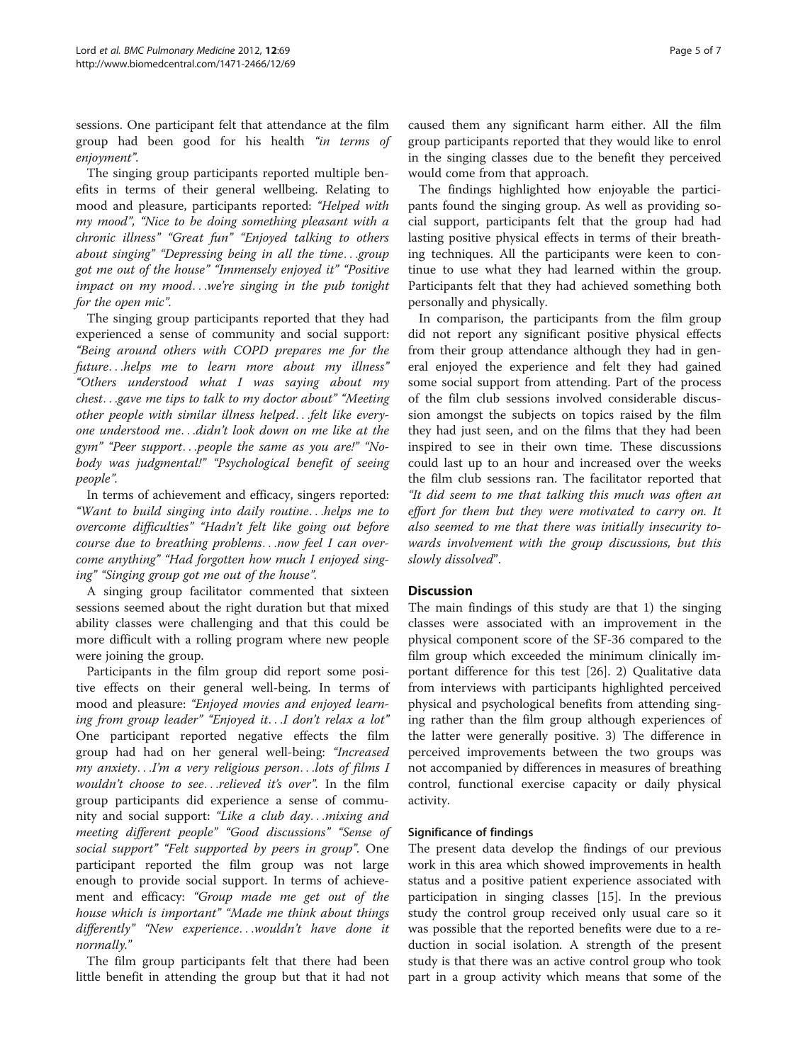sessions. One participant felt that attendance at the film group had been good for his health *"in terms of enjoyment"*.

The singing group participants reported multiple benefits in terms of their general wellbeing. Relating to mood and pleasure, participants reported: *"Helped with my mood", "Nice to be doing something pleasant with a chronic illness" "Great fun" "Enjoyed talking to others about singing" "Depressing being in all the time…group got me out of the house" "Immensely enjoyed it" "Positive impact on my mood…we're singing in the pub tonight for the open mic"*.

The singing group participants reported that they had experienced a sense of community and social support: *"Being around others with COPD prepares me for the future…helps me to learn more about my illness" "Others understood what I was saying about my chest…gave me tips to talk to my doctor about" "Meeting other people with similar illness helped…felt like everyone understood me…didn't look down on me like at the gym" "Peer support…people the same as you are!" "Nobody was judgmental!" "Psychological benefit of seeing people"*.

In terms of achievement and efficacy, singers reported: *"Want to build singing into daily routine…helps me to overcome difficulties" "Hadn't felt like going out before course due to breathing problems…now feel I can overcome anything" "Had forgotten how much I enjoyed singing" "Singing group got me out of the house"*.

A singing group facilitator commented that sixteen sessions seemed about the right duration but that mixed ability classes were challenging and that this could be more difficult with a rolling program where new people were joining the group.

Participants in the film group did report some positive effects on their general well-being. In terms of mood and pleasure: *"Enjoyed movies and enjoyed learning from group leader" "Enjoyed it…I don't relax a lot"* One participant reported negative effects the film group had had on her general well-being: *"Increased my anxiety…I'm a very religious person…lots of films I wouldn't choose to see…relieved it's over"*. In the film group participants did experience a sense of community and social support: *"Like a club day…mixing and meeting different people" "Good discussions" "Sense of social support" "Felt supported by peers in group"*. One participant reported the film group was not large enough to provide social support. In terms of achievement and efficacy: *"Group made me get out of the house which is important" "Made me think about things differently" "New experience…wouldn't have done it normally."*

The film group participants felt that there had been little benefit in attending the group but that it had not caused them any significant harm either. All the film group participants reported that they would like to enrol in the singing classes due to the benefit they perceived would come from that approach.

The findings highlighted how enjoyable the participants found the singing group. As well as providing social support, participants felt that the group had had lasting positive physical effects in terms of their breathing techniques. All the participants were keen to continue to use what they had learned within the group. Participants felt that they had achieved something both personally and physically.

In comparison, the participants from the film group did not report any significant positive physical effects from their group attendance although they had in general enjoyed the experience and felt they had gained some social support from attending. Part of the process of the film club sessions involved considerable discussion amongst the subjects on topics raised by the film they had just seen, and on the films that they had been inspired to see in their own time. These discussions could last up to an hour and increased over the weeks the film club sessions ran. The facilitator reported that *"It did seem to me that talking this much was often an effort for them but they were motivated to carry on. It also seemed to me that there was initially insecurity towards involvement with the group discussions, but this slowly dissolved*".

## Discussion

The main findings of this study are that 1) the singing classes were associated with an improvement in the physical component score of the SF-36 compared to the film group which exceeded the minimum clinically important difference for this test [26]. 2) Qualitative data from interviews with participants highlighted perceived physical and psychological benefits from attending singing rather than the film group although experiences of the latter were generally positive. 3) The difference in perceived improvements between the two groups was not accompanied by differences in measures of breathing control, functional exercise capacity or daily physical activity.

### Significance of findings

The present data develop the findings of our previous work in this area which showed improvements in health status and a positive patient experience associated with participation in singing classes [15]. In the previous study the control group received only usual care so it was possible that the reported benefits were due to a reduction in social isolation. A strength of the present study is that there was an active control group who took part in a group activity which means that some of the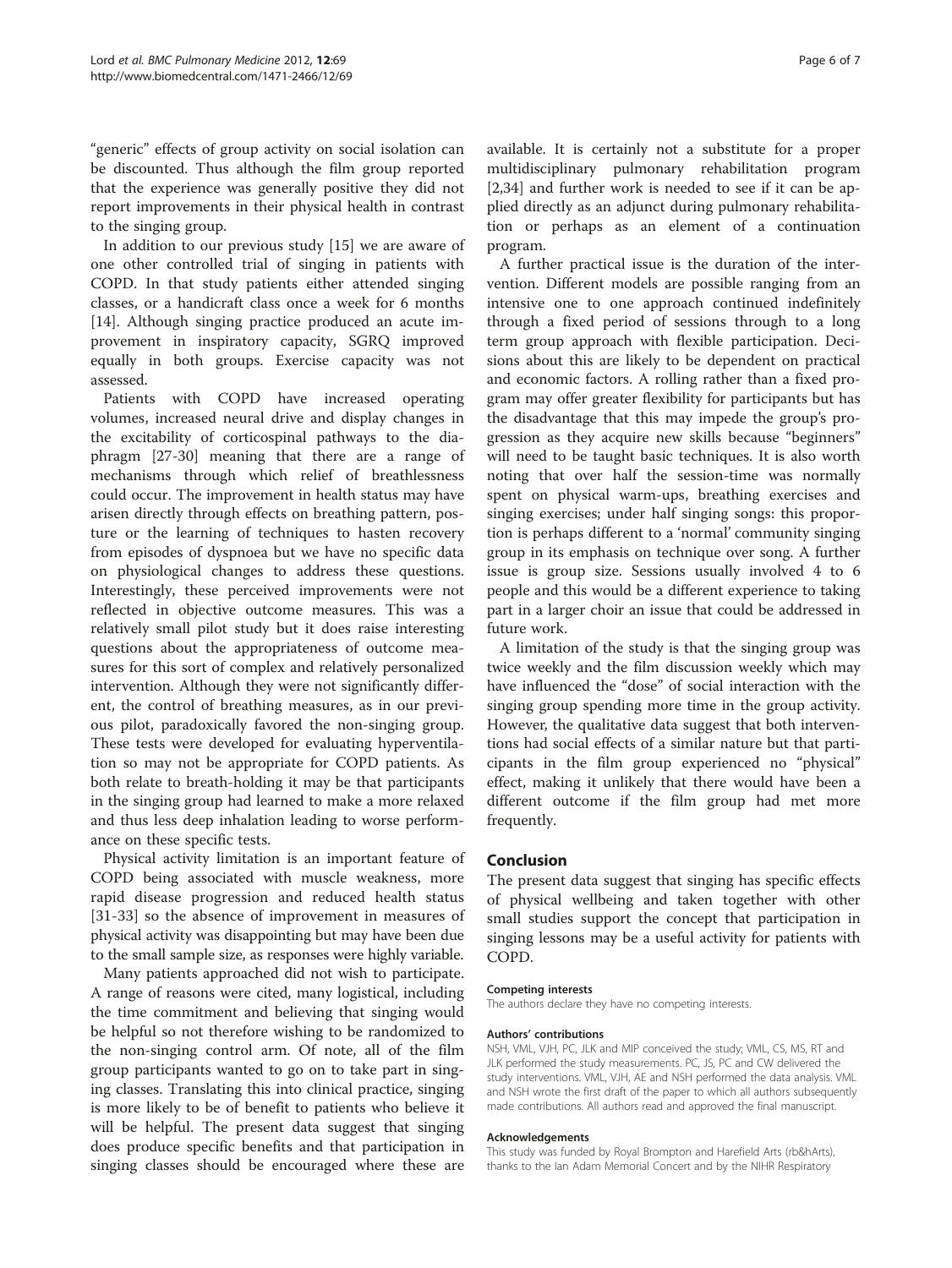"generic" effects of group activity on social isolation can be discounted. Thus although the film group reported that the experience was generally positive they did not report improvements in their physical health in contrast to the singing group.

In addition to our previous study [15] we are aware of one other controlled trial of singing in patients with COPD. In that study patients either attended singing classes, or a handicraft class once a week for 6 months [14]. Although singing practice produced an acute improvement in inspiratory capacity, SGRQ improved equally in both groups. Exercise capacity was not assessed.

Patients with COPD have increased operating volumes, increased neural drive and display changes in the excitability of corticospinal pathways to the diaphragm [27-30] meaning that there are a range of mechanisms through which relief of breathlessness could occur. The improvement in health status may have arisen directly through effects on breathing pattern, posture or the learning of techniques to hasten recovery from episodes of dyspnoea but we have no specific data on physiological changes to address these questions. Interestingly, these perceived improvements were not reflected in objective outcome measures. This was a relatively small pilot study but it does raise interesting questions about the appropriateness of outcome measures for this sort of complex and relatively personalized intervention. Although they were not significantly different, the control of breathing measures, as in our previous pilot, paradoxically favored the non-singing group. These tests were developed for evaluating hyperventilation so may not be appropriate for COPD patients. As both relate to breath-holding it may be that participants in the singing group had learned to make a more relaxed and thus less deep inhalation leading to worse performance on these specific tests.

Physical activity limitation is an important feature of COPD being associated with muscle weakness, more rapid disease progression and reduced health status [31-33] so the absence of improvement in measures of physical activity was disappointing but may have been due to the small sample size, as responses were highly variable.

Many patients approached did not wish to participate. A range of reasons were cited, many logistical, including the time commitment and believing that singing would be helpful so not therefore wishing to be randomized to the non-singing control arm. Of note, all of the film group participants wanted to go on to take part in singing classes. Translating this into clinical practice, singing is more likely to be of benefit to patients who believe it will be helpful. The present data suggest that singing does produce specific benefits and that participation in singing classes should be encouraged where these are available. It is certainly not a substitute for a proper multidisciplinary pulmonary rehabilitation program [2,34] and further work is needed to see if it can be applied directly as an adjunct during pulmonary rehabilitation or perhaps as an element of a continuation program.

A further practical issue is the duration of the intervention. Different models are possible ranging from an intensive one to one approach continued indefinitely through a fixed period of sessions through to a long term group approach with flexible participation. Decisions about this are likely to be dependent on practical and economic factors. A rolling rather than a fixed program may offer greater flexibility for participants but has the disadvantage that this may impede the group's progression as they acquire new skills because "beginners" will need to be taught basic techniques. It is also worth noting that over half the session-time was normally spent on physical warm-ups, breathing exercises and singing exercises; under half singing songs: this proportion is perhaps different to a 'normal' community singing group in its emphasis on technique over song. A further issue is group size. Sessions usually involved 4 to 6 people and this would be a different experience to taking part in a larger choir an issue that could be addressed in future work.

A limitation of the study is that the singing group was twice weekly and the film discussion weekly which may have influenced the "dose" of social interaction with the singing group spending more time in the group activity. However, the qualitative data suggest that both interventions had social effects of a similar nature but that participants in the film group experienced no "physical" effect, making it unlikely that there would have been a different outcome if the film group had met more frequently.

## Conclusion

The present data suggest that singing has specific effects of physical wellbeing and taken together with other small studies support the concept that participation in singing lessons may be a useful activity for patients with COPD.

#### Competing interests

The authors declare they have no competing interests.

#### Authors' contributions

NSH, VML, VJH, PC, JLK and MIP conceived the study; VML, CS, MS, RT and JLK performed the study measurements. PC, JS, PC and CW delivered the study interventions. VML, VJH, AE and NSH performed the data analysis. VML and NSH wrote the first draft of the paper to which all authors subsequently made contributions. All authors read and approved the final manuscript.

#### Acknowledgements

This study was funded by Royal Brompton and Harefield Arts (rb&hArts), thanks to the Ian Adam Memorial Concert and by the NIHR Respiratory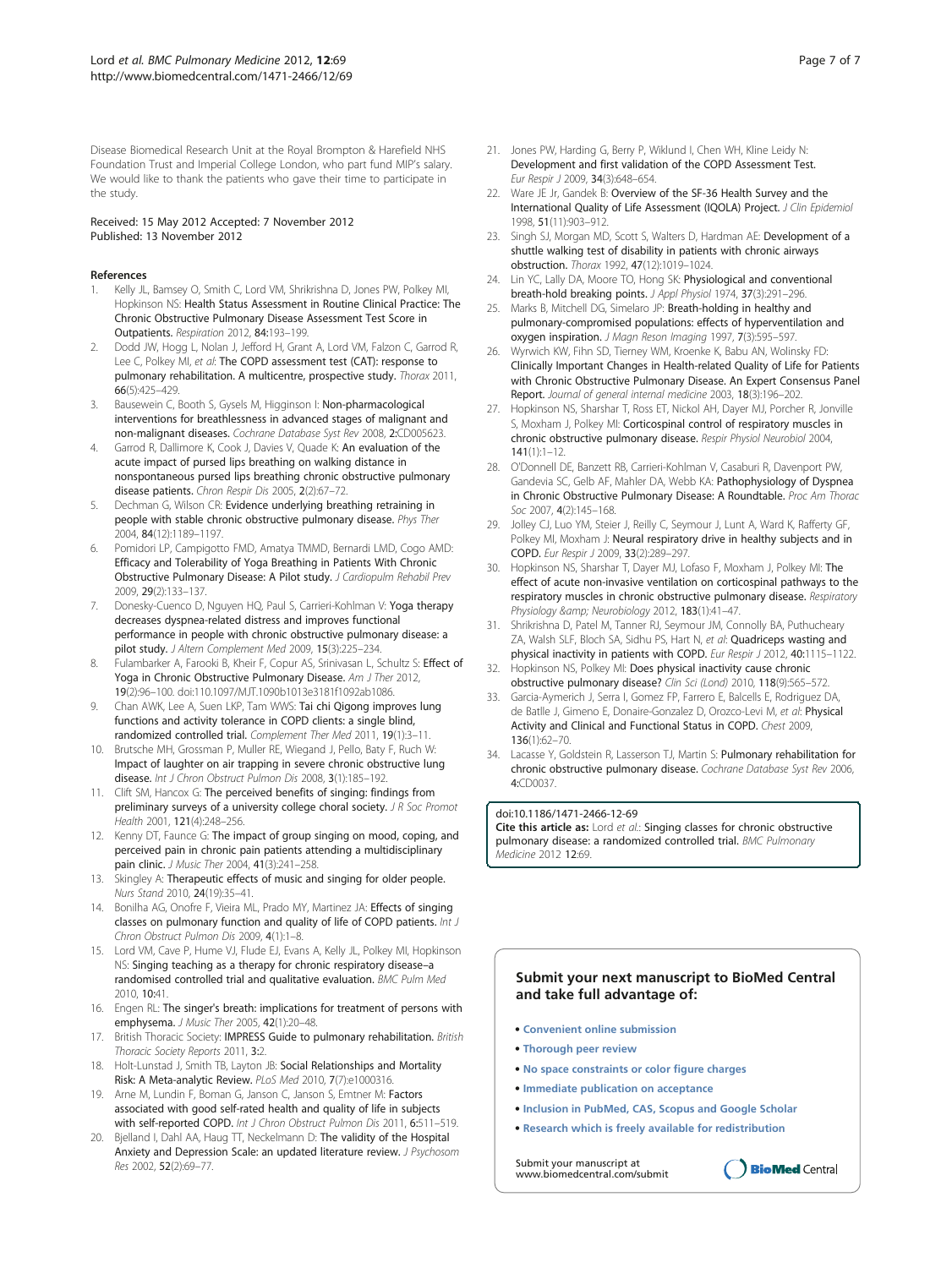Disease Biomedical Research Unit at the Royal Brompton & Harefield NHS Foundation Trust and Imperial College London, who part fund MIP's salary. We would like to thank the patients who gave their time to participate in the study.

Received: 15 May 2012 Accepted: 7 November 2012
Published: 13 November 2012

## References

1. Kelly JL, Bamsey O, Smith C, Lord VM, Shrikrishna D, Jones PW, Polkey MI, Hopkinson NS: **Health Status Assessment in Routine Clinical Practice: The Chronic Obstructive Pulmonary Disease Assessment Test Score in Outpatients.** *Respiration* 2012, **84**:193–199.
2. Dodd JW, Hogg L, Nolan J, Jefford H, Grant A, Lord VM, Falzon C, Garrod R, Lee C, Polkey MI, *et al*: **The COPD assessment test (CAT): response to pulmonary rehabilitation. A multicentre, prospective study.** *Thorax* 2011, **66**(5):425–429.
3. Bausewein C, Booth S, Gysels M, Higginson I: **Non-pharmacological interventions for breathlessness in advanced stages of malignant and non-malignant diseases.** *Cochrane Database Syst Rev* 2008, **2**:CD005623.
4. Garrod R, Dallimore K, Cook J, Davies V, Quade K: **An evaluation of the acute impact of pursed lips breathing on walking distance in nonspontaneous pursed lips breathing chronic obstructive pulmonary disease patients.** *Chron Respir Dis* 2005, **2**(2):67–72.
5. Dechman G, Wilson CR: **Evidence underlying breathing retraining in people with stable chronic obstructive pulmonary disease.** *Phys Ther* 2004, **84**(12):1189–1197.
6. Pomidori LP, Campigotto FMD, Amatya TMMD, Bernardi LMD, Cogo AMD: **Efficacy and Tolerability of Yoga Breathing in Patients With Chronic Obstructive Pulmonary Disease: A Pilot study.** *J Cardiopulm Rehabil Prev* 2009, **29**(2):133–137.
7. Donesky-Cuenco D, Nguyen HQ, Paul S, Carrieri-Kohlman V: **Yoga therapy decreases dyspnea-related distress and improves functional performance in people with chronic obstructive pulmonary disease: a pilot study.** *J Altern Complement Med* 2009, **15**(3):225–234.
8. Fulambarker A, Farooki B, Kheir F, Copur AS, Srinivasan L, Schultz S: **Effect of Yoga in Chronic Obstructive Pulmonary Disease.** *Am J Ther* 2012, **19**(2):96–100. doi:10.1097/MJT.1090b1013e3181f1092ab1086.
9. Chan AWK, Lee A, Suen LKP, Tam WWS: **Tai chi Qigong improves lung functions and activity tolerance in COPD clients: a single blind, randomized controlled trial.** *Complement Ther Med* 2011, **19**(1):3–11.
10. Brutsche MH, Grossman P, Muller RE, Wiegand J, Pello, Baty F, Ruch W: **Impact of laughter on air trapping in severe chronic obstructive lung disease.** *Int J Chron Obstruct Pulmon Dis* 2008, **3**(1):185–192.
11. Clift SM, Hancox G: **The perceived benefits of singing: findings from preliminary surveys of a university college choral society.** *J R Soc Promot Health* 2001, **121**(4):248–256.
12. Kenny DT, Faunce G: **The impact of group singing on mood, coping, and perceived pain in chronic pain patients attending a multidisciplinary pain clinic.** *J Music Ther* 2004, **41**(3):241–258.
13. Skingley A: **Therapeutic effects of music and singing for older people.** *Nurs Stand* 2010, **24**(19):35–41.
14. Bonilha AG, Onofre F, Vieira ML, Prado MY, Martinez JA: **Effects of singing classes on pulmonary function and quality of life of COPD patients.** *Int J Chron Obstruct Pulmon Dis* 2009, **4**(1):1–8.
15. Lord VM, Cave P, Hume VJ, Flude EJ, Evans A, Kelly JL, Polkey MI, Hopkinson NS: **Singing teaching as a therapy for chronic respiratory disease–a randomised controlled trial and qualitative evaluation.** *BMC Pulm Med* 2010, **10**:41.
16. Engen RL: **The singer's breath: implications for treatment of persons with emphysema.** *J Music Ther* 2005, **42**(1):20–48.
17. British Thoracic Society: **IMPRESS Guide to pulmonary rehabilitation.** *British Thoracic Society Reports* 2011, **3**:2.
18. Holt-Lunstad J, Smith TB, Layton JB: **Social Relationships and Mortality Risk: A Meta-analytic Review.** *PLoS Med* 2010, **7**(7):e1000316.
19. Arne M, Lundin F, Boman G, Janson C, Janson S, Emtner M: **Factors associated with good self-rated health and quality of life in subjects with self-reported COPD.** *Int J Chron Obstruct Pulmon Dis* 2011, **6**:511–519.
20. Bjelland I, Dahl AA, Haug TT, Neckelmann D: **The validity of the Hospital Anxiety and Depression Scale: an updated literature review.** *J Psychosom Res* 2002, **52**(2):69–77.
21. Jones PW, Harding G, Berry P, Wiklund I, Chen WH, Kline Leidy N: **Development and first validation of the COPD Assessment Test.** *Eur Respir J* 2009, **34**(3):648–654.
22. Ware JE Jr, Gandek B: **Overview of the SF-36 Health Survey and the International Quality of Life Assessment (IQOLA) Project.** *J Clin Epidemiol* 1998, **51**(11):903–912.
23. Singh SJ, Morgan MD, Scott S, Walters D, Hardman AE: **Development of a shuttle walking test of disability in patients with chronic airways obstruction.** *Thorax* 1992, **47**(12):1019–1024.
24. Lin YC, Lally DA, Moore TO, Hong SK: **Physiological and conventional breath-hold breaking points.** *J Appl Physiol* 1974, **37**(3):291–296.
25. Marks B, Mitchell DG, Simelaro JP: **Breath-holding in healthy and pulmonary-compromised populations: effects of hyperventilation and oxygen inspiration.** *J Magn Reson Imaging* 1997, **7**(3):595–597.
26. Wyrwich KW, Fihn SD, Tierney WM, Kroenke K, Babu AN, Wolinsky FD: **Clinically Important Changes in Health-related Quality of Life for Patients with Chronic Obstructive Pulmonary Disease. An Expert Consensus Panel Report.** *Journal of general internal medicine* 2003, **18**(3):196–202.
27. Hopkinson NS, Sharshar T, Ross ET, Nickol AH, Dayer MJ, Porcher R, Jonville S, Moxham J, Polkey MI: **Corticospinal control of respiratory muscles in chronic obstructive pulmonary disease.** *Respir Physiol Neurobiol* 2004, **141**(1):1–12.
28. O'Donnell DE, Banzett RB, Carrieri-Kohlman V, Casaburi R, Davenport PW, Gandevia SC, Gelb AF, Mahler DA, Webb KA: **Pathophysiology of Dyspnea in Chronic Obstructive Pulmonary Disease: A Roundtable.** *Proc Am Thorac Soc* 2007, **4**(2):145–168.
29. Jolley CJ, Luo YM, Steier J, Reilly C, Seymour J, Lunt A, Ward K, Rafferty GF, Polkey MI, Moxham J: **Neural respiratory drive in healthy subjects and in COPD.** *Eur Respir J* 2009, **33**(2):289–297.
30. Hopkinson NS, Sharshar T, Dayer MJ, Lofaso F, Moxham J, Polkey MI: **The effect of acute non-invasive ventilation on corticospinal pathways to the respiratory muscles in chronic obstructive pulmonary disease.** *Respiratory Physiology &amp; Neurobiology* 2012, **183**(1):41–47.
31. Shrikrishna D, Patel M, Tanner RJ, Seymour JM, Connolly BA, Puthucheary ZA, Walsh SLF, Bloch SA, Sidhu PS, Hart N, *et al*: **Quadriceps wasting and physical inactivity in patients with COPD.** *Eur Respir J* 2012, **40**:1115–1122.
32. Hopkinson NS, Polkey MI: **Does physical inactivity cause chronic obstructive pulmonary disease?** *Clin Sci (Lond)* 2010, **118**(9):565–572.
33. Garcia-Aymerich J, Serra I, Gomez FP, Farrero E, Balcells E, Rodriguez DA, de Batlle J, Gimeno E, Donaire-Gonzalez D, Orozco-Levi M, *et al*: **Physical Activity and Clinical and Functional Status in COPD.** *Chest* 2009, **136**(1):62–70.
34. Lacasse Y, Goldstein R, Lasserson TJ, Martin S: **Pulmonary rehabilitation for chronic obstructive pulmonary disease.** *Cochrane Database Syst Rev* 2006, **4**:CD0037.

doi:10.1186/1471-2466-12-69
**Cite this article as:** Lord *et al.*: Singing classes for chronic obstructive pulmonary disease: a randomized controlled trial. *BMC Pulmonary Medicine* 2012 **12**:69.

**Submit your next manuscript to BioMed Central and take full advantage of:**

- **Convenient online submission**
- **Thorough peer review**
- **No space constraints or color figure charges**
- **Immediate publication on acceptance**
- **Inclusion in PubMed, CAS, Scopus and Google Scholar**
- **Research which is freely available for redistribution**

Submit your manuscript at
www.biomedcentral.com/submit

BioMed Central